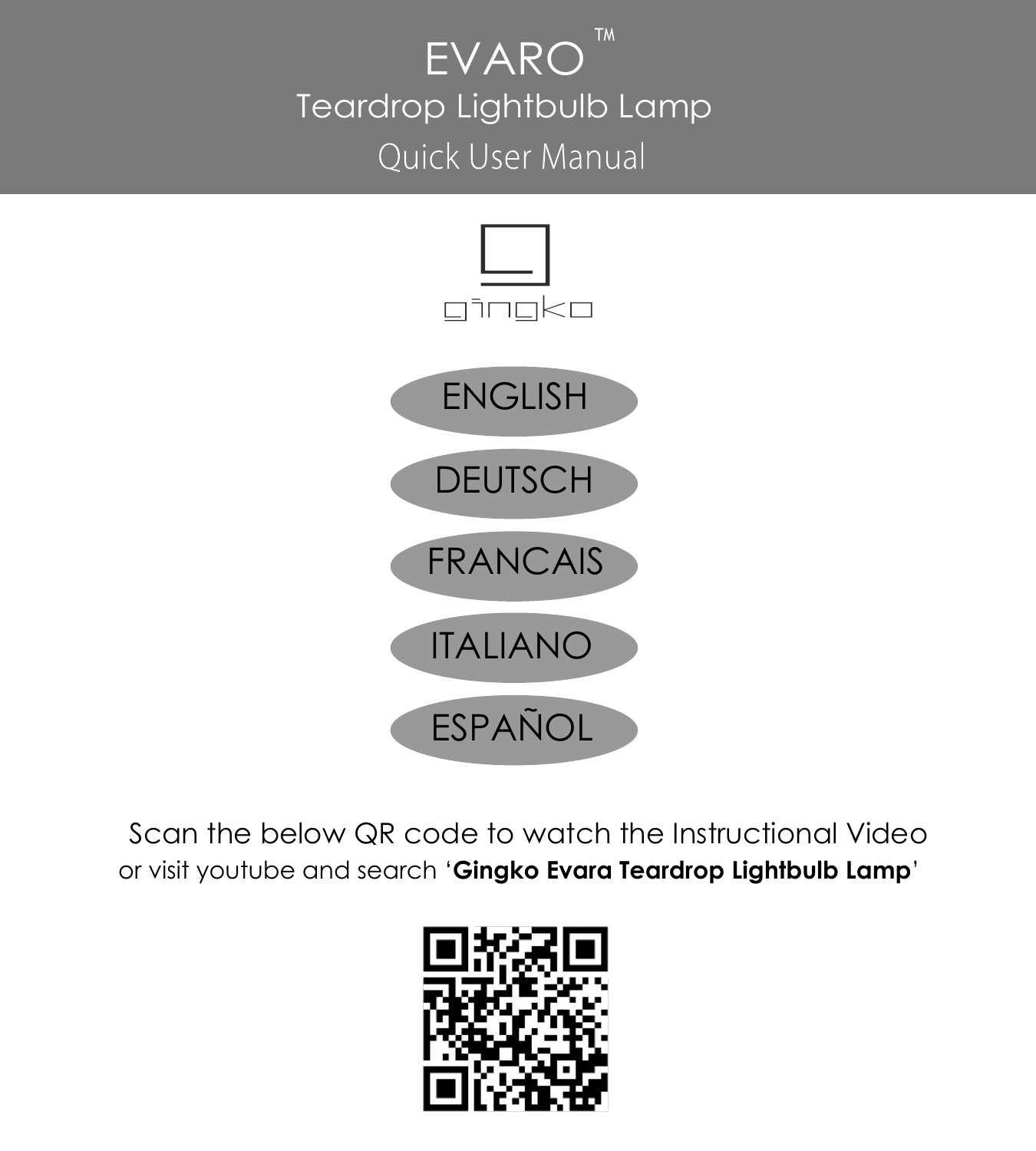# EVARO™

## Teardrop Lightbulb Lamp

### Quick User Manual

gingko

ENGLISH

DEUTSCH

FRANCAIS

ITALIANO

ESPAÑOL

Scan the below QR code to watch the Instructional Video
or visit youtube and search '**Gingko Evara Teardrop Lightbulb Lamp**'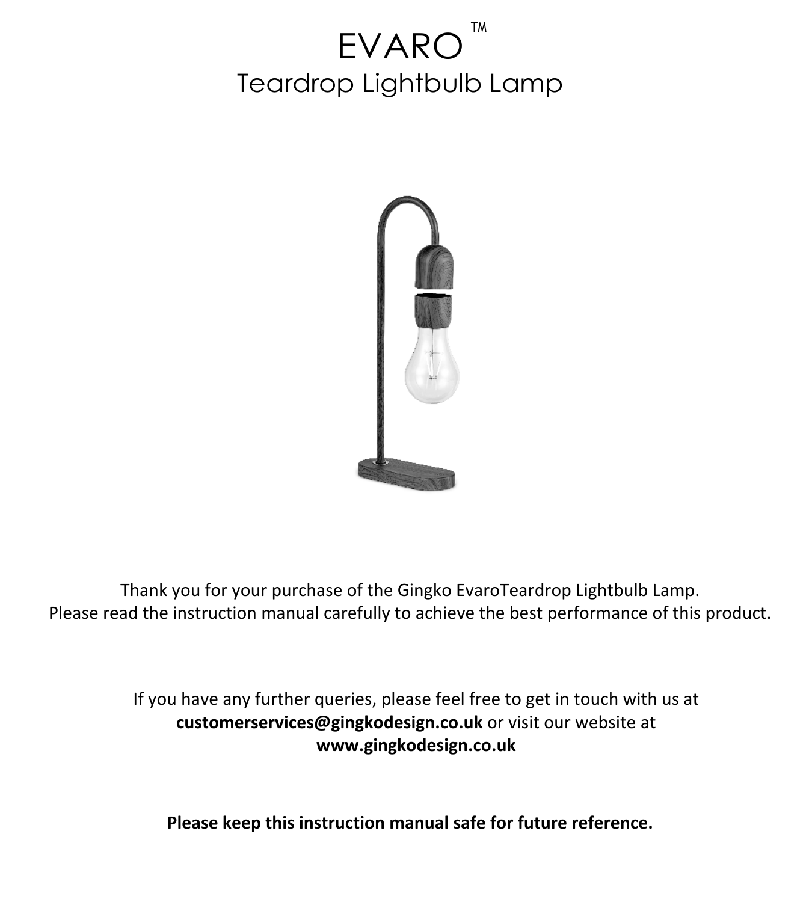# EVARO™

## Teardrop Lightbulb Lamp

Thank you for your purchase of the Gingko EvaroTeardrop Lightbulb Lamp.
Please read the instruction manual carefully to achieve the best performance of this product.

If you have any further queries, please feel free to get in touch with us at **customerservices@gingkodesign.co.uk** or visit our website at **www.gingkodesign.co.uk**

**Please keep this instruction manual safe for future reference.**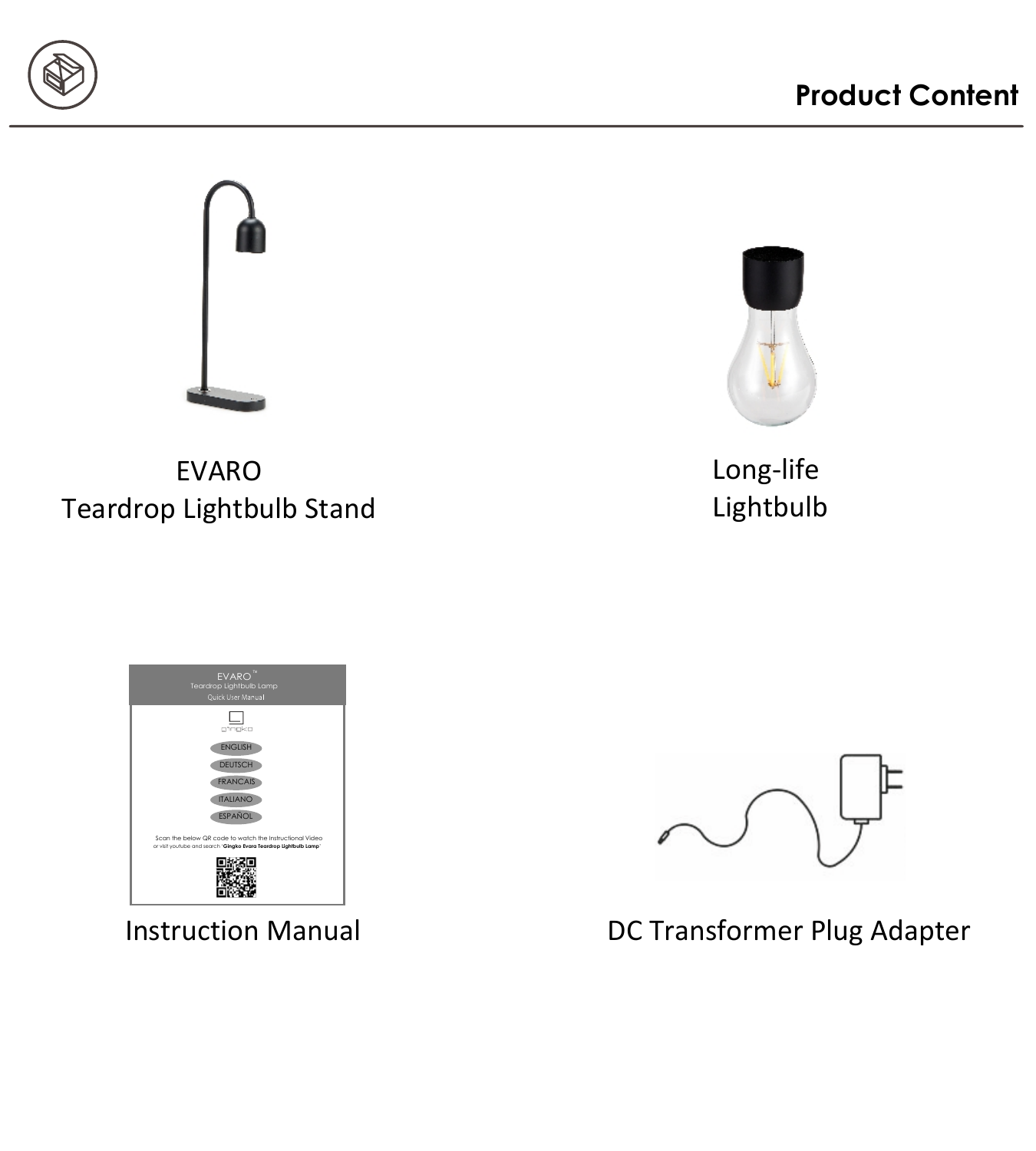## Product Content

EVARO
Teardrop Lightbulb Stand

Long-life
Lightbulb

Instruction Manual

DC Transformer Plug Adapter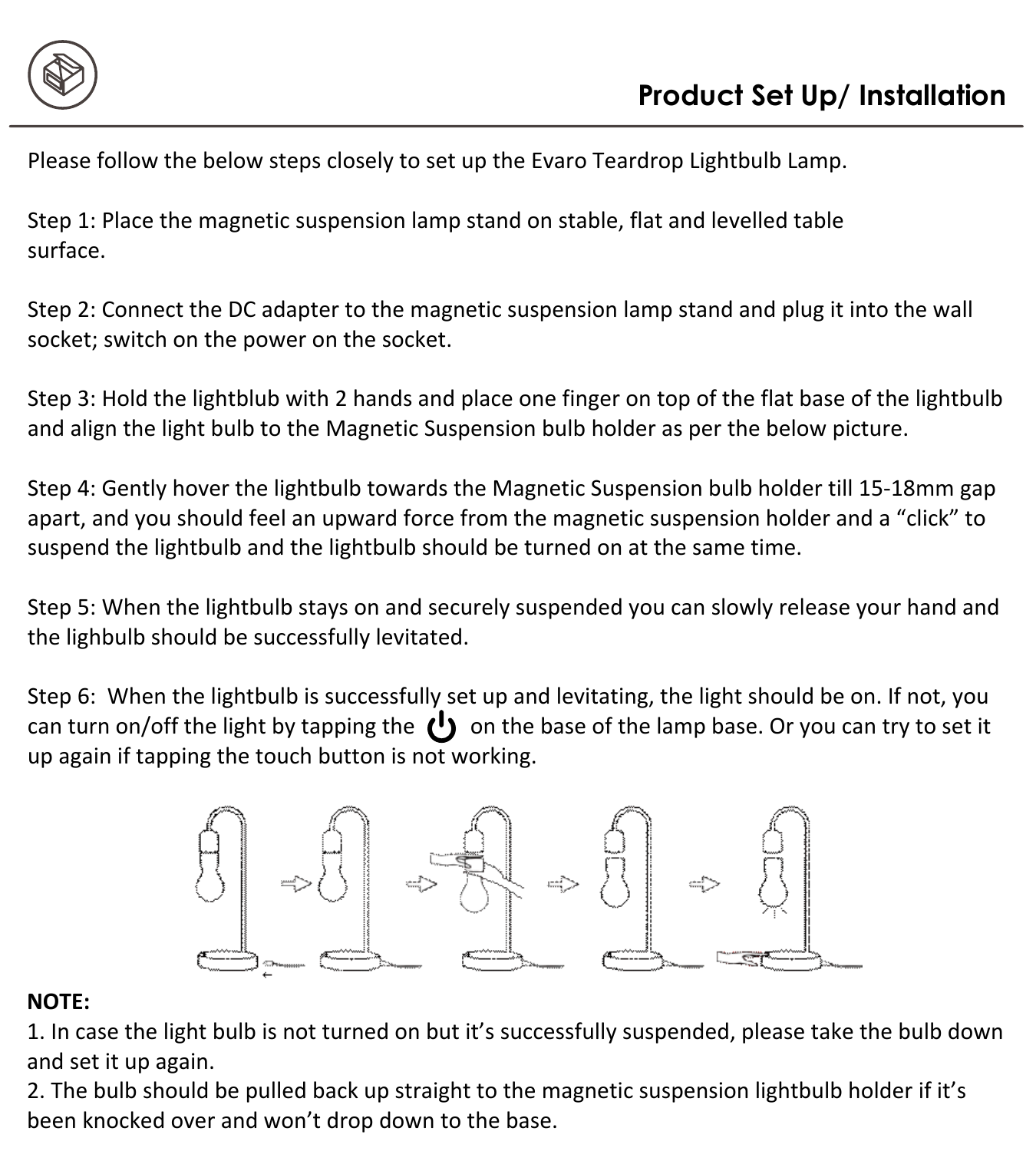## Product Set Up/ Installation

Please follow the below steps closely to set up the Evaro Teardrop Lightbulb Lamp.

Step 1: Place the magnetic suspension lamp stand on stable, flat and levelled table surface.

Step 2: Connect the DC adapter to the magnetic suspension lamp stand and plug it into the wall socket; switch on the power on the socket.

Step 3: Hold the lightblub with 2 hands and place one finger on top of the flat base of the lightbulb and align the light bulb to the Magnetic Suspension bulb holder as per the below picture.

Step 4: Gently hover the lightbulb towards the Magnetic Suspension bulb holder till 15-18mm gap apart, and you should feel an upward force from the magnetic suspension holder and a “click” to suspend the lightbulb and the lightbulb should be turned on at the same time.

Step 5: When the lightbulb stays on and securely suspended you can slowly release your hand and the lighbulb should be successfully levitated.

Step 6: When the lightbulb is successfully set up and levitating, the light should be on. If not, you can turn on/off the light by tapping the ⏻ on the base of the lamp base. Or you can try to set it up again if tapping the touch button is not working.

**NOTE:**

1. In case the light bulb is not turned on but it’s successfully suspended, please take the bulb down and set it up again.
2. The bulb should be pulled back up straight to the magnetic suspension lightbulb holder if it’s been knocked over and won’t drop down to the base.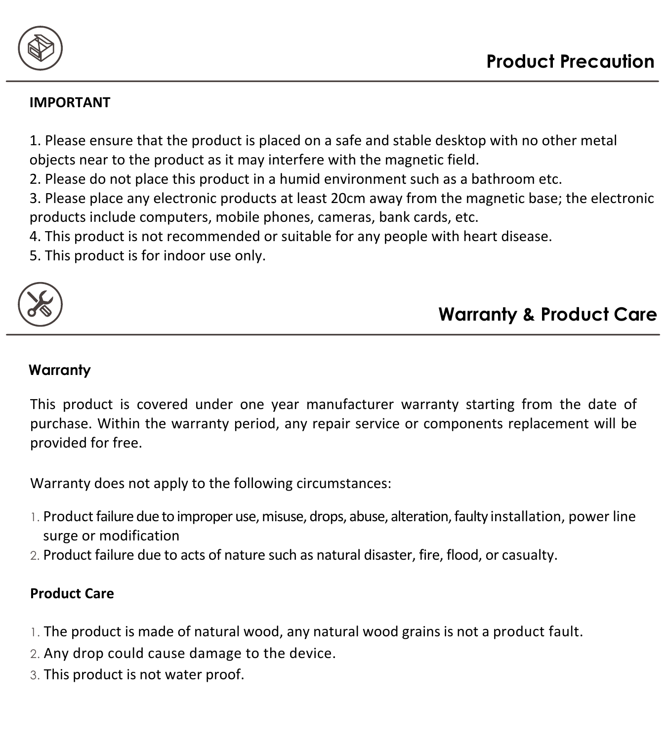## Product Precaution

**IMPORTANT**

1. Please ensure that the product is placed on a safe and stable desktop with no other metal objects near to the product as it may interfere with the magnetic field.
2. Please do not place this product in a humid environment such as a bathroom etc.
3. Please place any electronic products at least 20cm away from the magnetic base; the electronic products include computers, mobile phones, cameras, bank cards, etc.
4. This product is not recommended or suitable for any people with heart disease.
5. This product is for indoor use only.

## Warranty & Product Care

### Warranty

This product is covered under one year manufacturer warranty starting from the date of purchase. Within the warranty period, any repair service or components replacement will be provided for free.

Warranty does not apply to the following circumstances:

1. Product failure due to improper use, misuse, drops, abuse, alteration, faulty installation, power line surge or modification
2. Product failure due to acts of nature such as natural disaster, fire, flood, or casualty.

### Product Care

1. The product is made of natural wood, any natural wood grains is not a product fault.
2. Any drop could cause damage to the device.
3. This product is not water proof.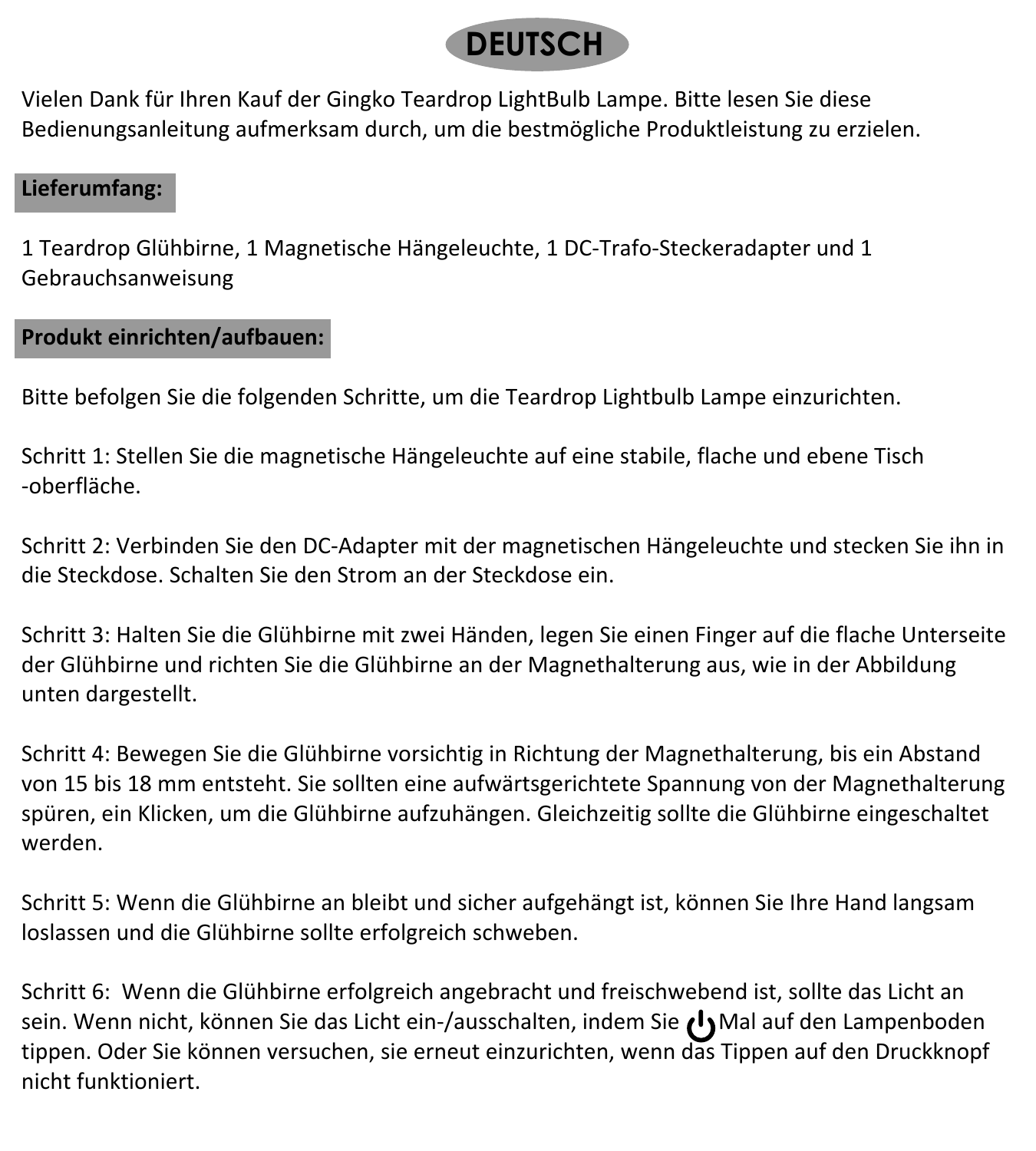# DEUTSCH

Vielen Dank für Ihren Kauf der Gingko Teardrop LightBulb Lampe. Bitte lesen Sie diese Bedienungsanleitung aufmerksam durch, um die bestmögliche Produktleistung zu erzielen.

## Lieferumfang:

1 Teardrop Glühbirne, 1 Magnetische Hängeleuchte, 1 DC-Trafo-Steckeradapter und 1 Gebrauchsanweisung

## Produkt einrichten/aufbauen:

Bitte befolgen Sie die folgenden Schritte, um die Teardrop Lightbulb Lampe einzurichten.

Schritt 1: Stellen Sie die magnetische Hängeleuchte auf eine stabile, flache und ebene Tisch -oberfläche.

Schritt 2: Verbinden Sie den DC-Adapter mit der magnetischen Hängeleuchte und stecken Sie ihn in die Steckdose. Schalten Sie den Strom an der Steckdose ein.

Schritt 3: Halten Sie die Glühbirne mit zwei Händen, legen Sie einen Finger auf die flache Unterseite der Glühbirne und richten Sie die Glühbirne an der Magnethalterung aus, wie in der Abbildung unten dargestellt.

Schritt 4: Bewegen Sie die Glühbirne vorsichtig in Richtung der Magnethalterung, bis ein Abstand von 15 bis 18 mm entsteht. Sie sollten eine aufwärtsgerichtete Spannung von der Magnethalterung spüren, ein Klicken, um die Glühbirne aufzuhängen. Gleichzeitig sollte die Glühbirne eingeschaltet werden.

Schritt 5: Wenn die Glühbirne an bleibt und sicher aufgehängt ist, können Sie Ihre Hand langsam loslassen und die Glühbirne sollte erfolgreich schweben.

Schritt 6: Wenn die Glühbirne erfolgreich angebracht und freischwebend ist, sollte das Licht an sein. Wenn nicht, können Sie das Licht ein-/ausschalten, indem Sie ⏻ Mal auf den Lampenboden tippen. Oder Sie können versuchen, sie erneut einzurichten, wenn das Tippen auf den Druckknopf nicht funktioniert.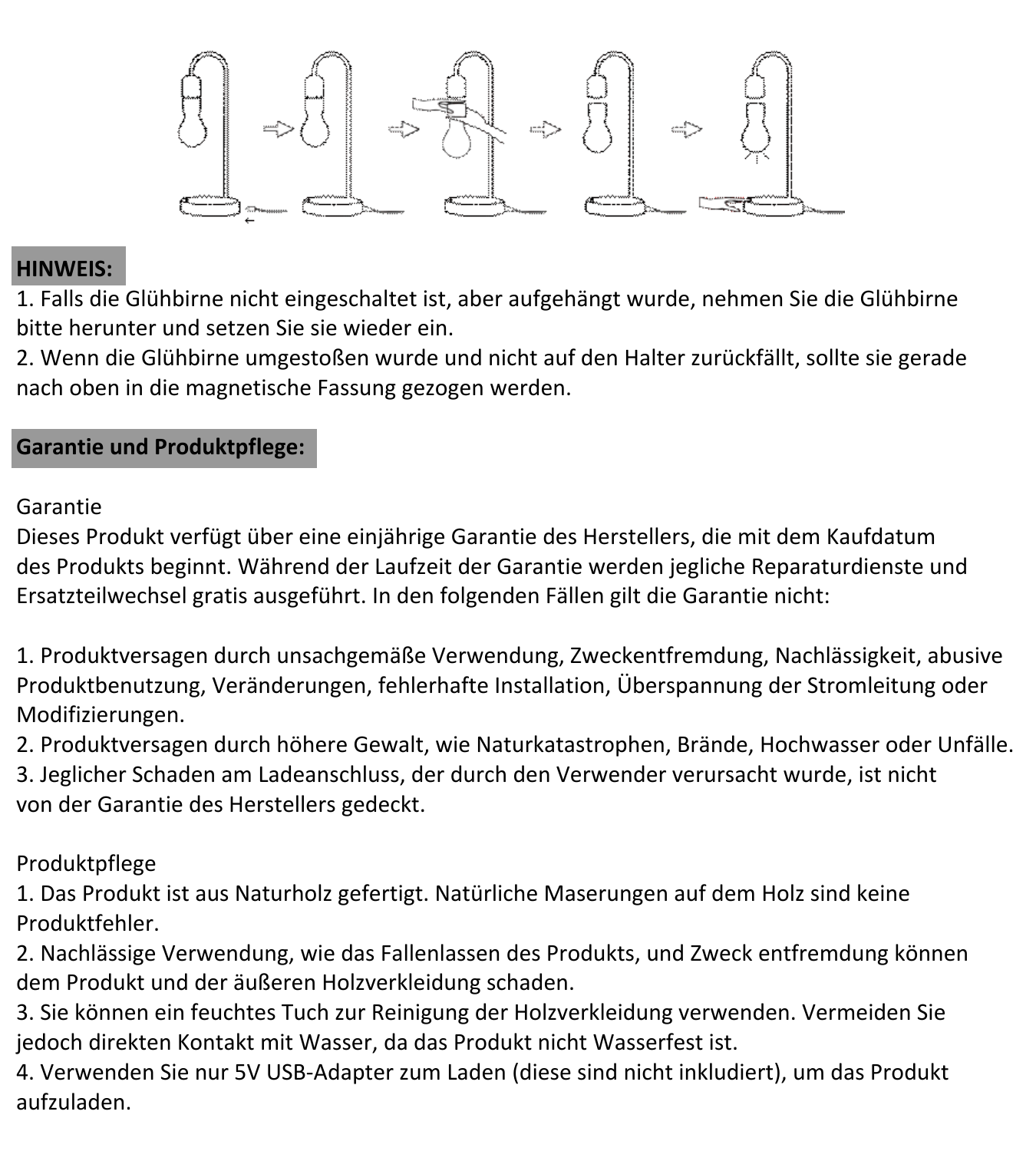**HINWEIS:**

1. Falls die Glühbirne nicht eingeschaltet ist, aber aufgehängt wurde, nehmen Sie die Glühbirne bitte herunter und setzen Sie sie wieder ein.
2. Wenn die Glühbirne umgestoßen wurde und nicht auf den Halter zurückfällt, sollte sie gerade nach oben in die magnetische Fassung gezogen werden.

**Garantie und Produktpflege:**

Garantie

Dieses Produkt verfügt über eine einjährige Garantie des Herstellers, die mit dem Kaufdatum des Produkts beginnt. Während der Laufzeit der Garantie werden jegliche Reparaturdienste und Ersatzteilwechsel gratis ausgeführt. In den folgenden Fällen gilt die Garantie nicht:

1. Produktversagen durch unsachgemäße Verwendung, Zweckentfremdung, Nachlässigkeit, abusive Produktbenutzung, Veränderungen, fehlerhafte Installation, Überspannung der Stromleitung oder Modifizierungen.
2. Produktversagen durch höhere Gewalt, wie Naturkatastrophen, Brände, Hochwasser oder Unfälle.
3. Jeglicher Schaden am Ladeanschluss, der durch den Verwender verursacht wurde, ist nicht von der Garantie des Herstellers gedeckt.

Produktpflege

1. Das Produkt ist aus Naturholz gefertigt. Natürliche Maserungen auf dem Holz sind keine Produktfehler.
2. Nachlässige Verwendung, wie das Fallenlassen des Produkts, und Zweck entfremdung können dem Produkt und der äußeren Holzverkleidung schaden.
3. Sie können ein feuchtes Tuch zur Reinigung der Holzverkleidung verwenden. Vermeiden Sie jedoch direkten Kontakt mit Wasser, da das Produkt nicht Wasserfest ist.
4. Verwenden Sie nur 5V USB-Adapter zum Laden (diese sind nicht inkludiert), um das Produkt aufzuladen.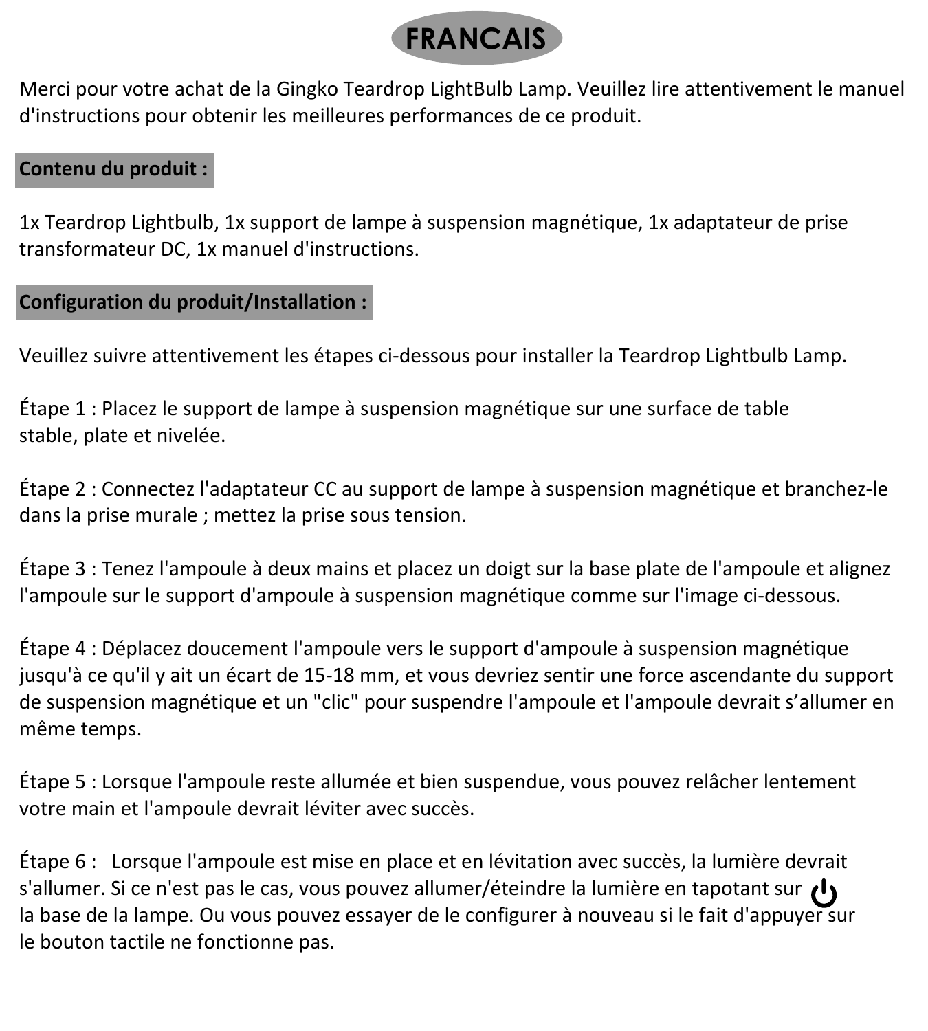# FRANCAIS

Merci pour votre achat de la Gingko Teardrop LightBulb Lamp. Veuillez lire attentivement le manuel d'instructions pour obtenir les meilleures performances de ce produit.

## Contenu du produit :

1x Teardrop Lightbulb, 1x support de lampe à suspension magnétique, 1x adaptateur de prise transformateur DC, 1x manuel d'instructions.

## Configuration du produit/Installation :

Veuillez suivre attentivement les étapes ci-dessous pour installer la Teardrop Lightbulb Lamp.

Étape 1 : Placez le support de lampe à suspension magnétique sur une surface de table stable, plate et nivelée.

Étape 2 : Connectez l'adaptateur CC au support de lampe à suspension magnétique et branchez-le dans la prise murale ; mettez la prise sous tension.

Étape 3 : Tenez l'ampoule à deux mains et placez un doigt sur la base plate de l'ampoule et alignez l'ampoule sur le support d'ampoule à suspension magnétique comme sur l'image ci-dessous.

Étape 4 : Déplacez doucement l'ampoule vers le support d'ampoule à suspension magnétique jusqu'à ce qu'il y ait un écart de 15-18 mm, et vous devriez sentir une force ascendante du support de suspension magnétique et un "clic" pour suspendre l'ampoule et l'ampoule devrait s'allumer en même temps.

Étape 5 : Lorsque l'ampoule reste allumée et bien suspendue, vous pouvez relâcher lentement votre main et l'ampoule devrait léviter avec succès.

Étape 6 : Lorsque l'ampoule est mise en place et en lévitation avec succès, la lumière devrait s'allumer. Si ce n'est pas le cas, vous pouvez allumer/éteindre la lumière en tapotant sur ⏻ la base de la lampe. Ou vous pouvez essayer de le configurer à nouveau si le fait d'appuyer sur le bouton tactile ne fonctionne pas.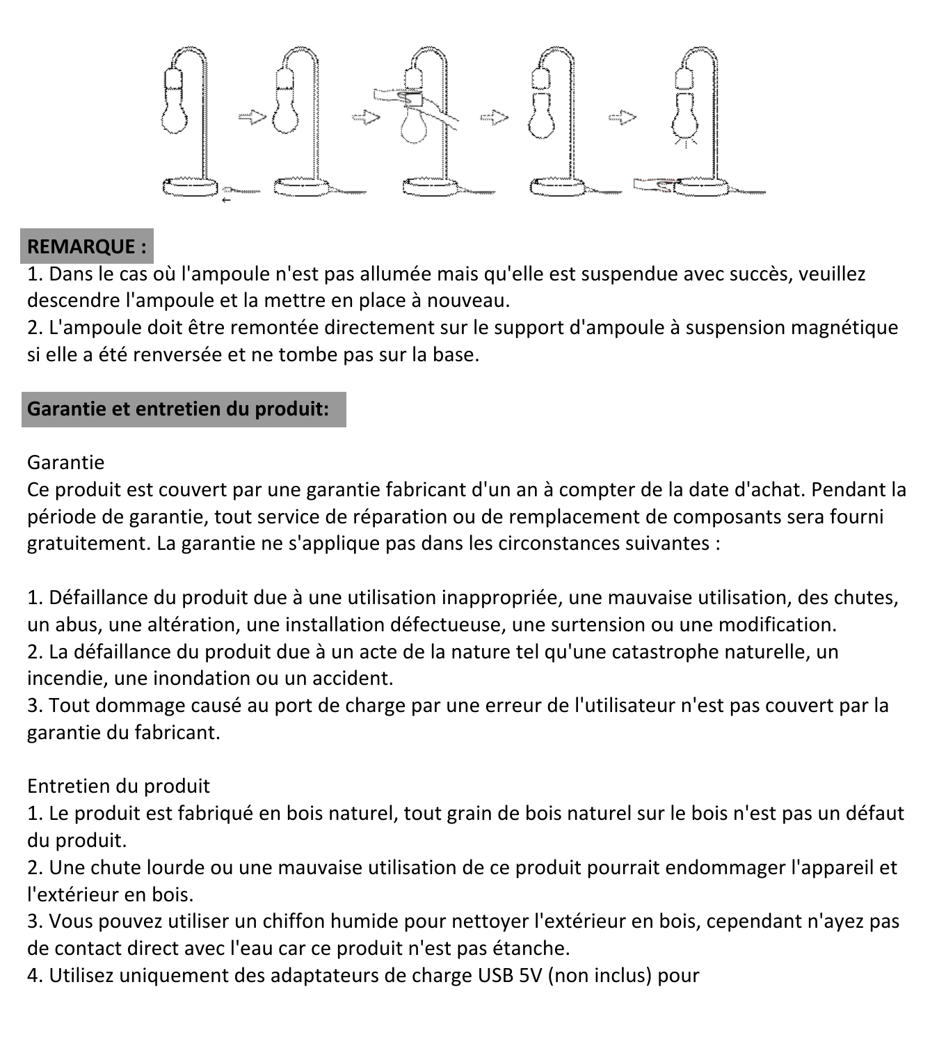**REMARQUE :**

1. Dans le cas où l'ampoule n'est pas allumée mais qu'elle est suspendue avec succès, veuillez descendre l'ampoule et la mettre en place à nouveau.
2. L'ampoule doit être remontée directement sur le support d'ampoule à suspension magnétique si elle a été renversée et ne tombe pas sur la base.

**Garantie et entretien du produit:**

Garantie

Ce produit est couvert par une garantie fabricant d'un an à compter de la date d'achat. Pendant la période de garantie, tout service de réparation ou de remplacement de composants sera fourni gratuitement. La garantie ne s'applique pas dans les circonstances suivantes :

1. Défaillance du produit due à une utilisation inappropriée, une mauvaise utilisation, des chutes, un abus, une altération, une installation défectueuse, une surtension ou une modification.
2. La défaillance du produit due à un acte de la nature tel qu'une catastrophe naturelle, un incendie, une inondation ou un accident.
3. Tout dommage causé au port de charge par une erreur de l'utilisateur n'est pas couvert par la garantie du fabricant.

Entretien du produit

1. Le produit est fabriqué en bois naturel, tout grain de bois naturel sur le bois n'est pas un défaut du produit.
2. Une chute lourde ou une mauvaise utilisation de ce produit pourrait endommager l'appareil et l'extérieur en bois.
3. Vous pouvez utiliser un chiffon humide pour nettoyer l'extérieur en bois, cependant n'ayez pas de contact direct avec l'eau car ce produit n'est pas étanche.
4. Utilisez uniquement des adaptateurs de charge USB 5V (non inclus) pour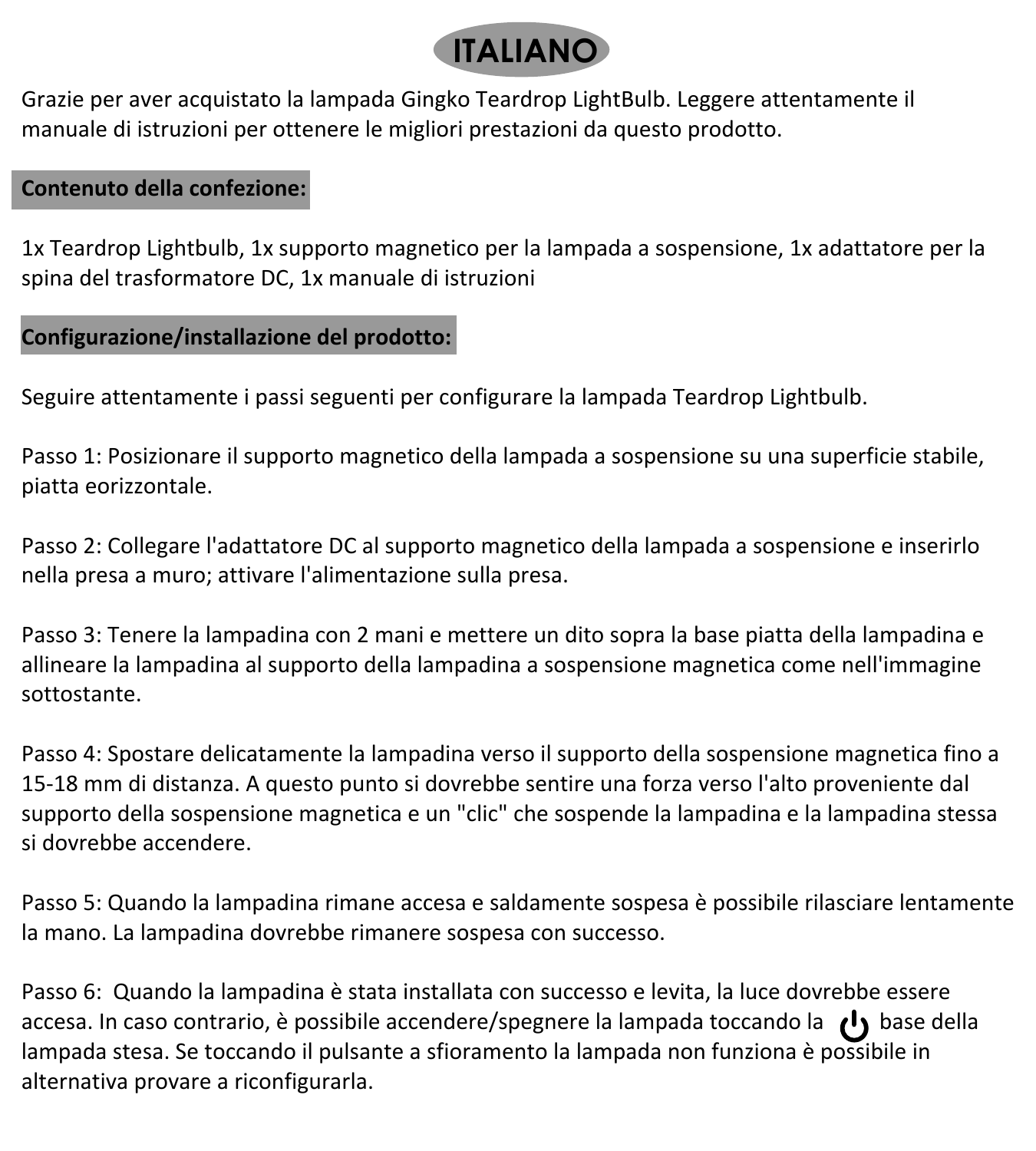# ITALIANO

Grazie per aver acquistato la lampada Gingko Teardrop LightBulb. Leggere attentamente il manuale di istruzioni per ottenere le migliori prestazioni da questo prodotto.

## Contenuto della confezione:

1x Teardrop Lightbulb, 1x supporto magnetico per la lampada a sospensione, 1x adattatore per la spina del trasformatore DC, 1x manuale di istruzioni

## Configurazione/installazione del prodotto:

Seguire attentamente i passi seguenti per configurare la lampada Teardrop Lightbulb.

Passo 1: Posizionare il supporto magnetico della lampada a sospensione su una superficie stabile, piatta eorizzontale.

Passo 2: Collegare l'adattatore DC al supporto magnetico della lampada a sospensione e inserirlo nella presa a muro; attivare l'alimentazione sulla presa.

Passo 3: Tenere la lampadina con 2 mani e mettere un dito sopra la base piatta della lampadina e allineare la lampadina al supporto della lampadina a sospensione magnetica come nell'immagine sottostante.

Passo 4: Spostare delicatamente la lampadina verso il supporto della sospensione magnetica fino a 15-18 mm di distanza. A questo punto si dovrebbe sentire una forza verso l'alto proveniente dal supporto della sospensione magnetica e un "clic" che sospende la lampadina e la lampadina stessa si dovrebbe accendere.

Passo 5: Quando la lampadina rimane accesa e saldamente sospesa è possibile rilasciare lentamente la mano. La lampadina dovrebbe rimanere sospesa con successo.

Passo 6: Quando la lampadina è stata installata con successo e levita, la luce dovrebbe essere accesa. In caso contrario, è possibile accendere/spegnere la lampada toccando la ⏻ base della lampada stesa. Se toccando il pulsante a sfioramento la lampada non funziona è possibile in alternativa provare a riconfigurarla.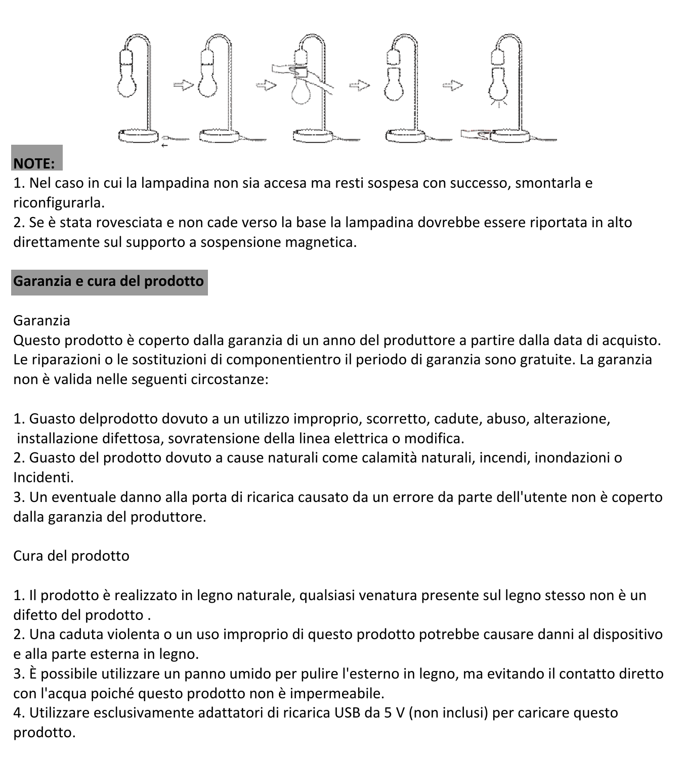**NOTE:**

1. Nel caso in cui la lampadina non sia accesa ma resti sospesa con successo, smontarla e riconfigurarla.
2. Se è stata rovesciata e non cade verso la base la lampadina dovrebbe essere riportata in alto direttamente sul supporto a sospensione magnetica.

## Garanzia e cura del prodotto

Garanzia

Questo prodotto è coperto dalla garanzia di un anno del produttore a partire dalla data di acquisto. Le riparazioni o le sostituzioni di componentientro il periodo di garanzia sono gratuite. La garanzia non è valida nelle seguenti circostanze:

1. Guasto delprodotto dovuto a un utilizzo improprio, scorretto, cadute, abuso, alterazione, installazione difettosa, sovratensione della linea elettrica o modifica.
2. Guasto del prodotto dovuto a cause naturali come calamità naturali, incendi, inondazioni o Incidenti.
3. Un eventuale danno alla porta di ricarica causato da un errore da parte dell'utente non è coperto dalla garanzia del produttore.

Cura del prodotto

1. Il prodotto è realizzato in legno naturale, qualsiasi venatura presente sul legno stesso non è un difetto del prodotto .
2. Una caduta violenta o un uso improprio di questo prodotto potrebbe causare danni al dispositivo e alla parte esterna in legno.
3. È possibile utilizzare un panno umido per pulire l'esterno in legno, ma evitando il contatto diretto con l'acqua poiché questo prodotto non è impermeabile.
4. Utilizzare esclusivamente adattatori di ricarica USB da 5 V (non inclusi) per caricare questo prodotto.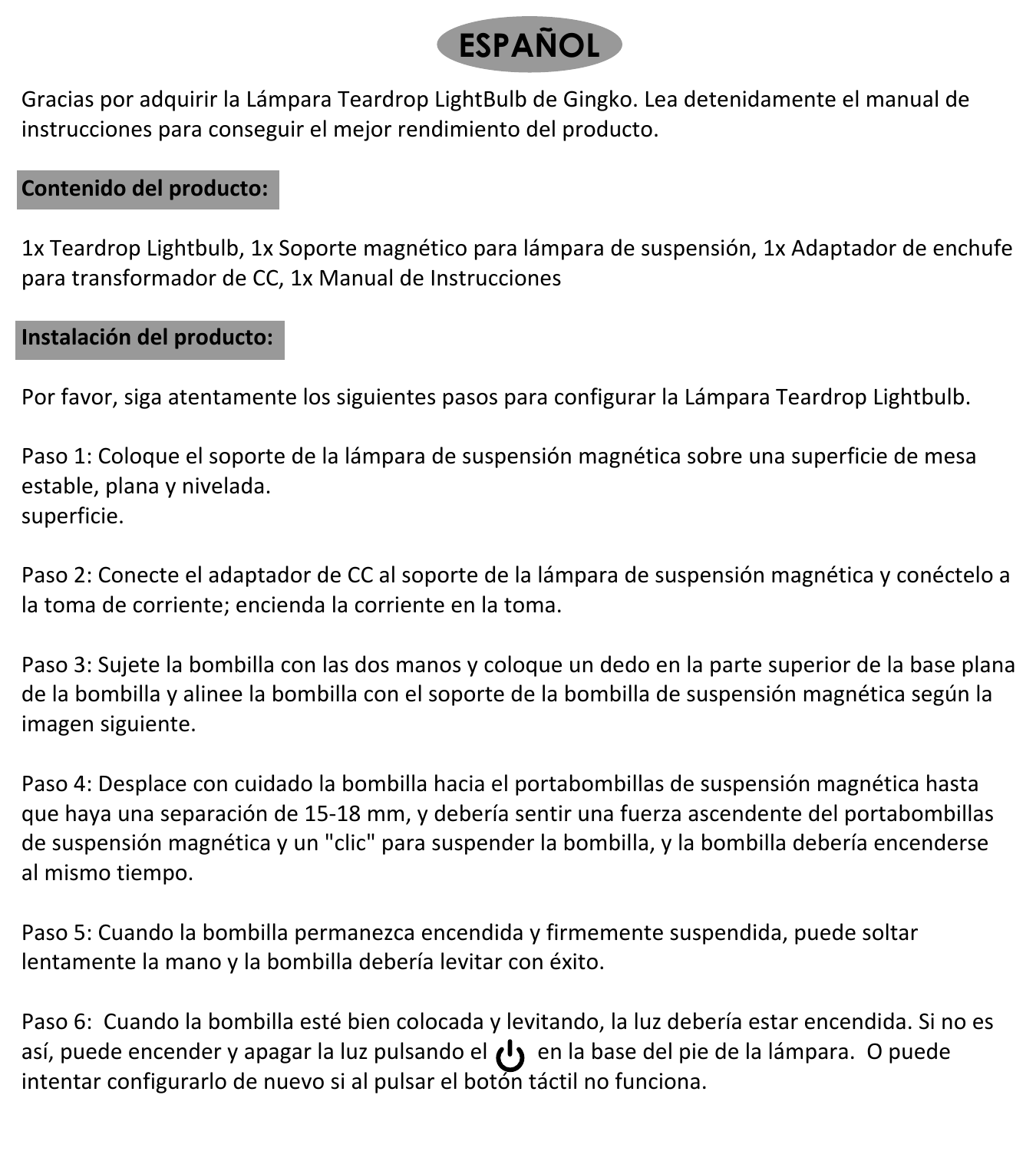# ESPAÑOL

Gracias por adquirir la Lámpara Teardrop LightBulb de Gingko. Lea detenidamente el manual de instrucciones para conseguir el mejor rendimiento del producto.

## Contenido del producto:

1x Teardrop Lightbulb, 1x Soporte magnético para lámpara de suspensión, 1x Adaptador de enchufe para transformador de CC, 1x Manual de Instrucciones

## Instalación del producto:

Por favor, siga atentamente los siguientes pasos para configurar la Lámpara Teardrop Lightbulb.

Paso 1: Coloque el soporte de la lámpara de suspensión magnética sobre una superficie de mesa estable, plana y nivelada.
superficie.

Paso 2: Conecte el adaptador de CC al soporte de la lámpara de suspensión magnética y conéctelo a la toma de corriente; encienda la corriente en la toma.

Paso 3: Sujete la bombilla con las dos manos y coloque un dedo en la parte superior de la base plana de la bombilla y alinee la bombilla con el soporte de la bombilla de suspensión magnética según la imagen siguiente.

Paso 4: Desplace con cuidado la bombilla hacia el portabombillas de suspensión magnética hasta que haya una separación de 15-18 mm, y debería sentir una fuerza ascendente del portabombillas de suspensión magnética y un "clic" para suspender la bombilla, y la bombilla debería encenderse al mismo tiempo.

Paso 5: Cuando la bombilla permanezca encendida y firmemente suspendida, puede soltar lentamente la mano y la bombilla debería levitar con éxito.

Paso 6: Cuando la bombilla esté bien colocada y levitando, la luz debería estar encendida. Si no es así, puede encender y apagar la luz pulsando el ⏻ en la base del pie de la lámpara. O puede intentar configurarlo de nuevo si al pulsar el botón táctil no funciona.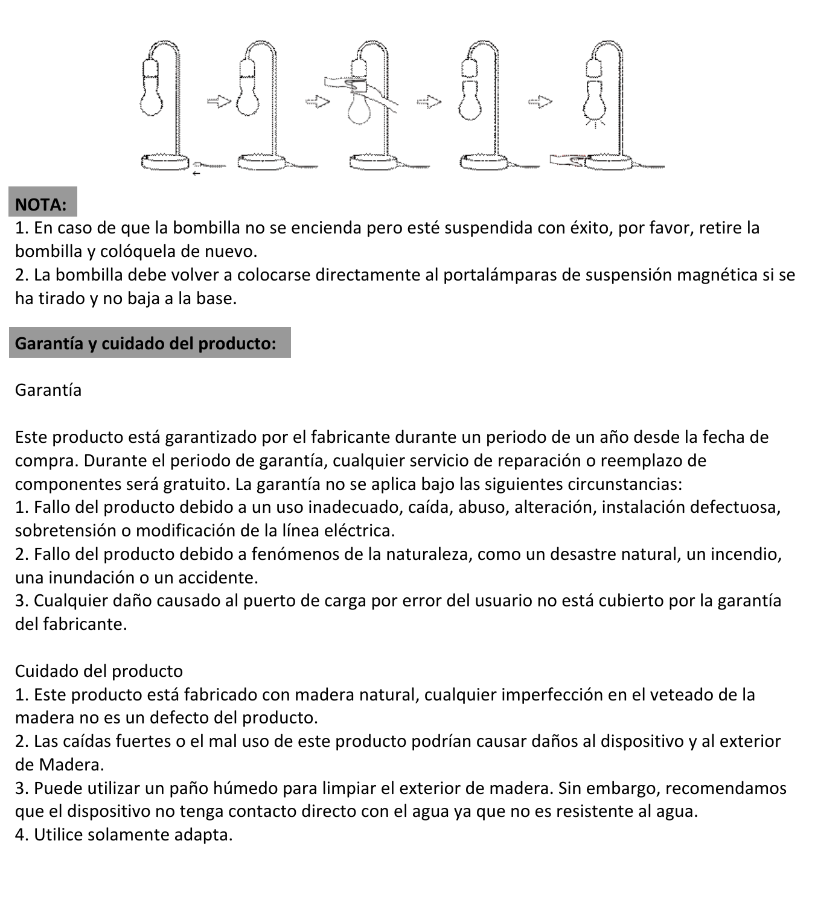**NOTA:**

1. En caso de que la bombilla no se encienda pero esté suspendida con éxito, por favor, retire la bombilla y colóquela de nuevo.
2. La bombilla debe volver a colocarse directamente al portalámparas de suspensión magnética si se ha tirado y no baja a la base.

**Garantía y cuidado del producto:**

Garantía

Este producto está garantizado por el fabricante durante un periodo de un año desde la fecha de compra. Durante el periodo de garantía, cualquier servicio de reparación o reemplazo de componentes será gratuito. La garantía no se aplica bajo las siguientes circunstancias:

1. Fallo del producto debido a un uso inadecuado, caída, abuso, alteración, instalación defectuosa, sobretensión o modificación de la línea eléctrica.
2. Fallo del producto debido a fenómenos de la naturaleza, como un desastre natural, un incendio, una inundación o un accidente.
3. Cualquier daño causado al puerto de carga por error del usuario no está cubierto por la garantía del fabricante.

Cuidado del producto

1. Este producto está fabricado con madera natural, cualquier imperfección en el veteado de la madera no es un defecto del producto.
2. Las caídas fuertes o el mal uso de este producto podrían causar daños al dispositivo y al exterior de Madera.
3. Puede utilizar un paño húmedo para limpiar el exterior de madera. Sin embargo, recomendamos que el dispositivo no tenga contacto directo con el agua ya que no es resistente al agua.
4. Utilice solamente adapta.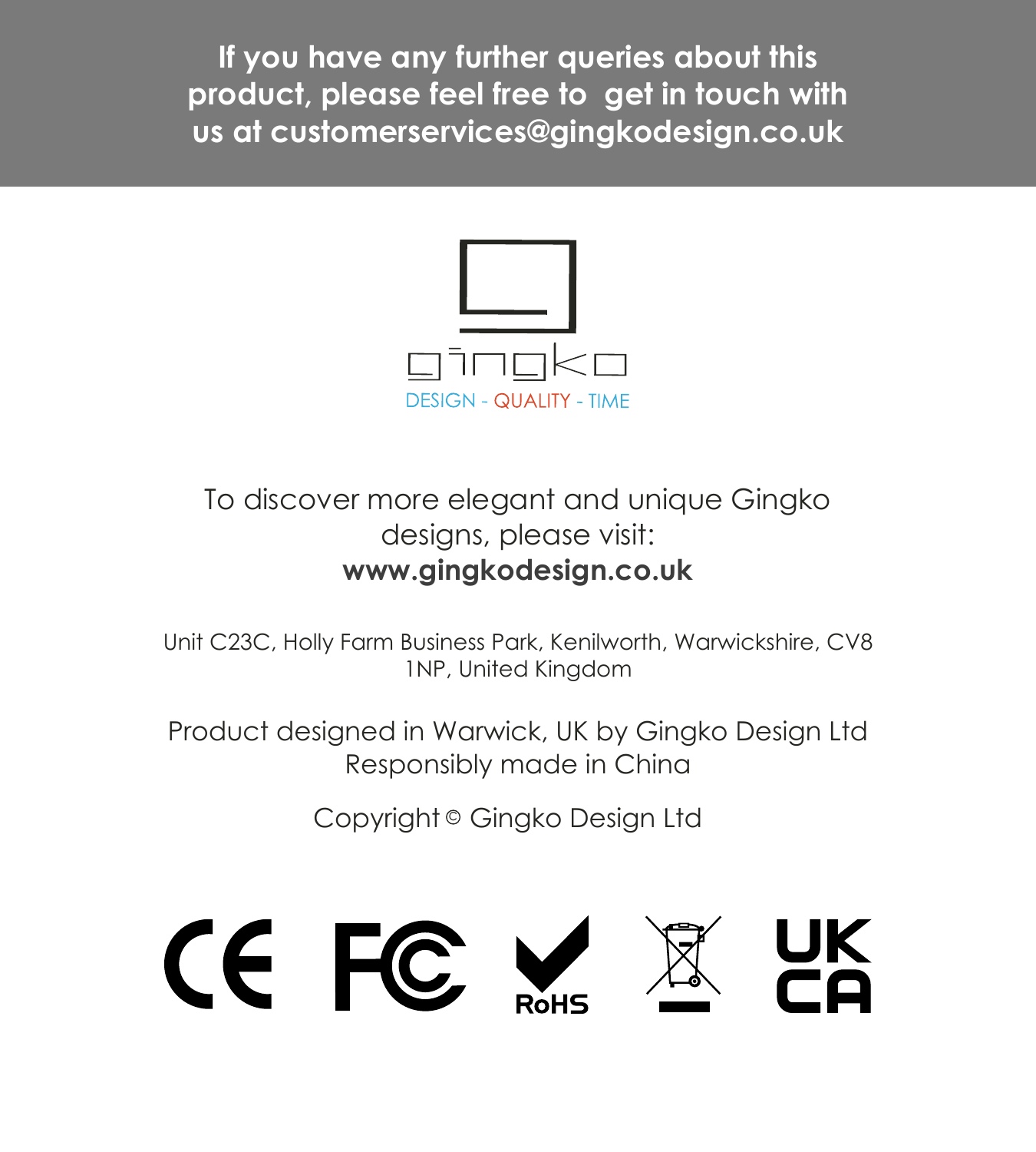**If you have any further queries about this product, please feel free to get in touch with us at customerservices@gingkodesign.co.uk**

gingko

DESIGN - QUALITY - TIME

To discover more elegant and unique Gingko designs, please visit:
**www.gingkodesign.co.uk**

Unit C23C, Holly Farm Business Park, Kenilworth, Warwickshire, CV8 1NP, United Kingdom

Product designed in Warwick, UK by Gingko Design Ltd
Responsibly made in China

Copyright © Gingko Design Ltd

CE FC RoHS UKCA